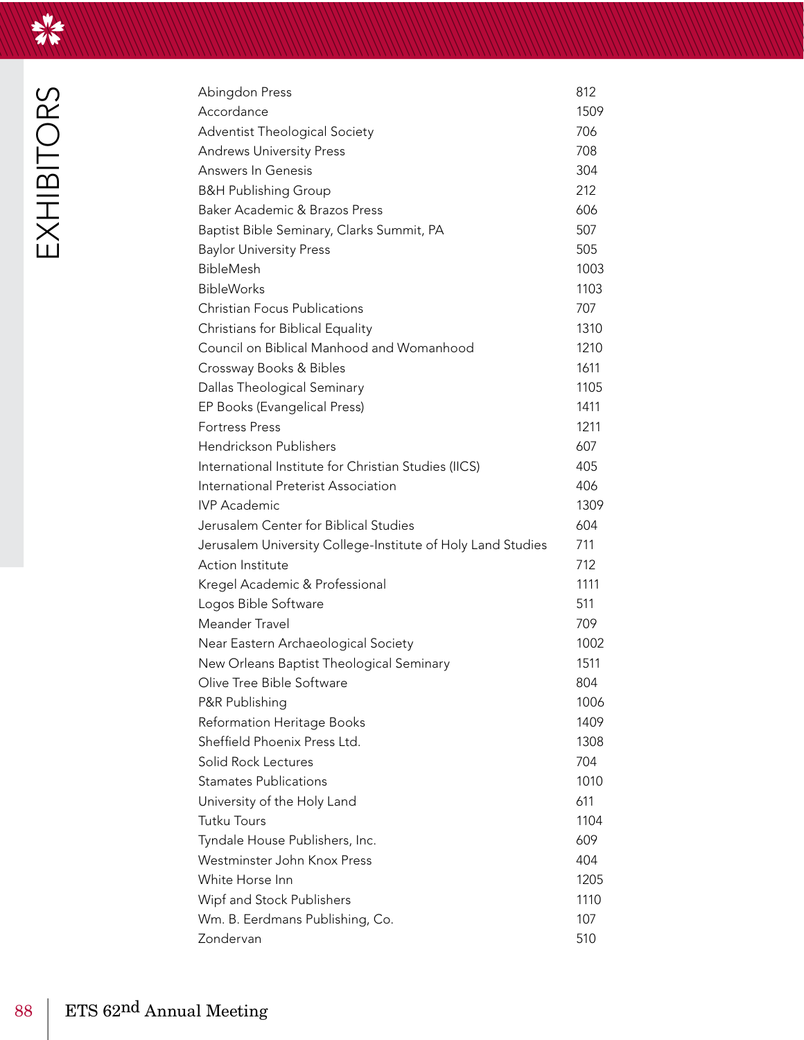# EXHIBITORS

| | |
|---|---|
| Abingdon Press | 812 |
| Accordance | 1509 |
| Adventist Theological Society | 706 |
| Andrews University Press | 708 |
| Answers In Genesis | 304 |
| B&H Publishing Group | 212 |
| Baker Academic & Brazos Press | 606 |
| Baptist Bible Seminary, Clarks Summit, PA | 507 |
| Baylor University Press | 505 |
| BibleMesh | 1003 |
| BibleWorks | 1103 |
| Christian Focus Publications | 707 |
| Christians for Biblical Equality | 1310 |
| Council on Biblical Manhood and Womanhood | 1210 |
| Crossway Books & Bibles | 1611 |
| Dallas Theological Seminary | 1105 |
| EP Books (Evangelical Press) | 1411 |
| Fortress Press | 1211 |
| Hendrickson Publishers | 607 |
| International Institute for Christian Studies (IICS) | 405 |
| International Preterist Association | 406 |
| IVP Academic | 1309 |
| Jerusalem Center for Biblical Studies | 604 |
| Jerusalem University College-Institute of Holy Land Studies | 711 |
| Action Institute | 712 |
| Kregel Academic & Professional | 1111 |
| Logos Bible Software | 511 |
| Meander Travel | 709 |
| Near Eastern Archaeological Society | 1002 |
| New Orleans Baptist Theological Seminary | 1511 |
| Olive Tree Bible Software | 804 |
| P&R Publishing | 1006 |
| Reformation Heritage Books | 1409 |
| Sheffield Phoenix Press Ltd. | 1308 |
| Solid Rock Lectures | 704 |
| Stamates Publications | 1010 |
| University of the Holy Land | 611 |
| Tutku Tours | 1104 |
| Tyndale House Publishers, Inc. | 609 |
| Westminster John Knox Press | 404 |
| White Horse Inn | 1205 |
| Wipf and Stock Publishers | 1110 |
| Wm. B. Eerdmans Publishing, Co. | 107 |
| Zondervan | 510 |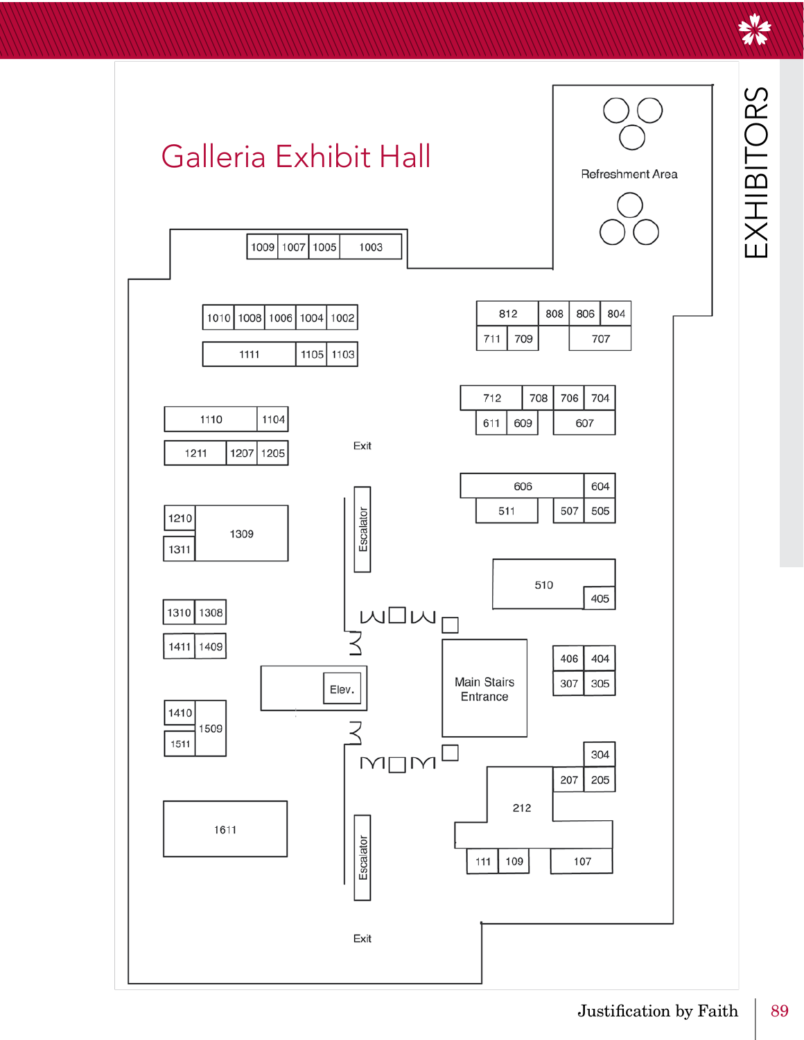# Galleria Exhibit Hall

EXHIBITORS

Refreshment Area

1009 | 1007 | 1005 | 1003

1010 | 1008 | 1006 | 1004 | 1002

1111 | 1105 | 1103

812 | 808 | 806 | 804

711 | 709 | 707

1110 | 1104

1211 | 1207 | 1205

712 | 708 | 706 | 704

611 | 609 | 607

Exit

606 | 604

511 | 507 | 505

1210 | 1309

1311

Escalator

510 | 405

1310 | 1308

1411 | 1409

406 | 404

307 | 305

Elev.

Main Stairs Entrance

1410 | 1509

1511

304

207 | 205

212

1611

111 | 109 | 107

Escalator

Exit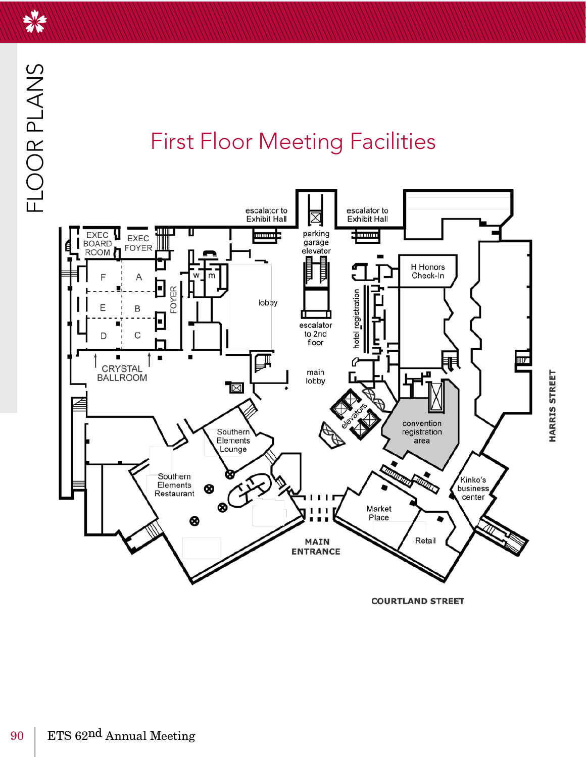# First Floor Meeting Facilities

EXEC BOARD ROOM

EXEC FOYER

F A

E B

D C

FOYER

CRYSTAL BALLROOM

w m

lobby

escalator to Exhibit Hall

parking garage elevator

escalator to Exhibit Hall

escalator to 2nd floor

main lobby

hotel registration

H Honors Check-In

elevators

convention registration area

Southern Elements Lounge

Southern Elements Restaurant

MAIN ENTRANCE

Market Place

Retail

Kinko's business center

HARRIS STREET

COURTLAND STREET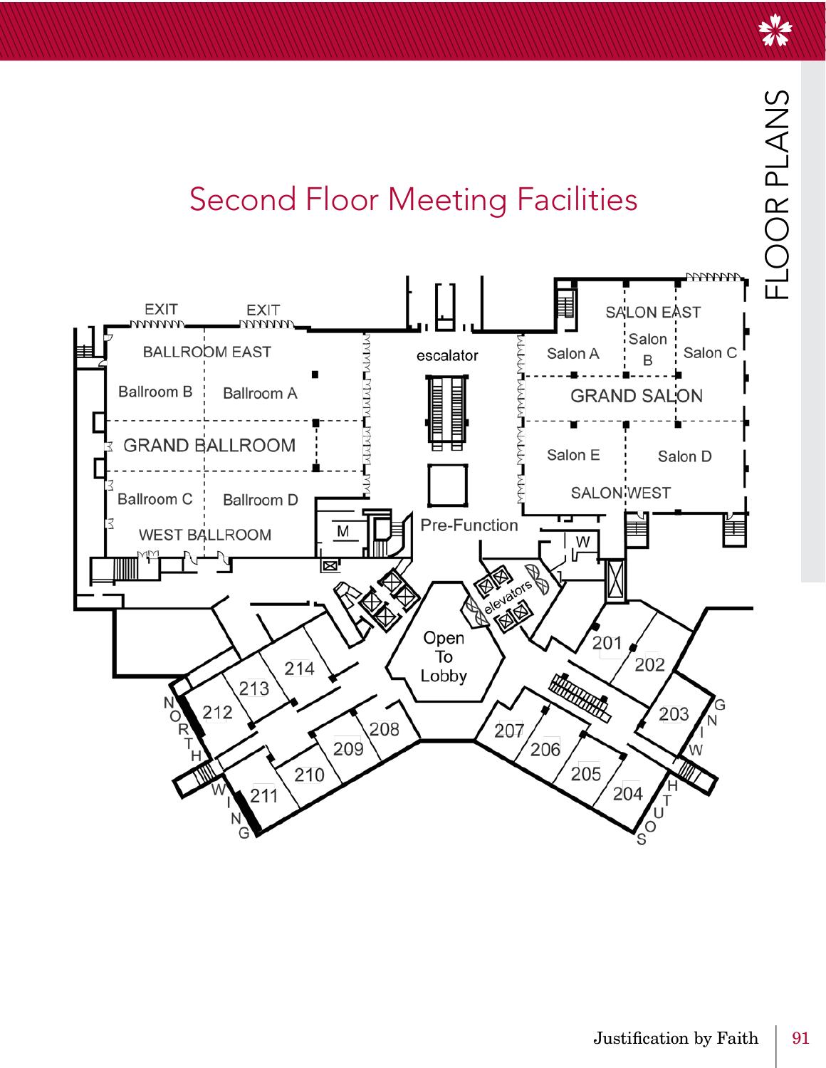# FLOOR PLANS

## Second Floor Meeting Facilities

EXIT EXIT

BALLROOM EAST

Ballroom B Ballroom A

GRAND BALLROOM

Ballroom C Ballroom D

WEST BALLROOM

M

escalator

Pre-Function

SALON EAST

Salon A Salon B Salon C

GRAND SALON

Salon E Salon D

SALON WEST

W

elevators

Open To Lobby

201 202 203 204 205 206 207 208 209 210 211 212 213 214

NORTH WING

SOUTH WING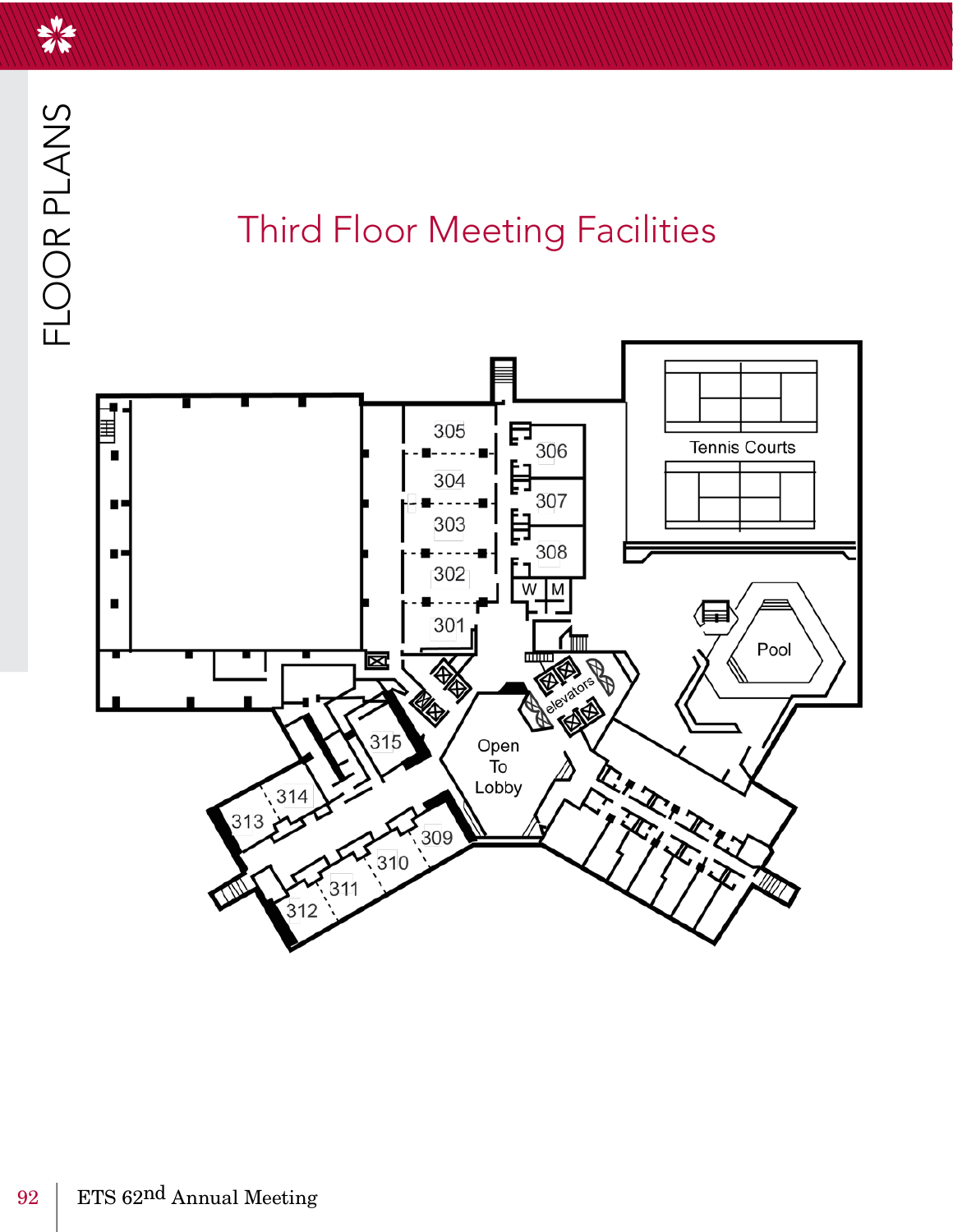# Third Floor Meeting Facilities

305

304

303

302

301

306

307

308

W M

Tennis Courts

Pool

elevators

Open To Lobby

315

314

313

309

310

311

312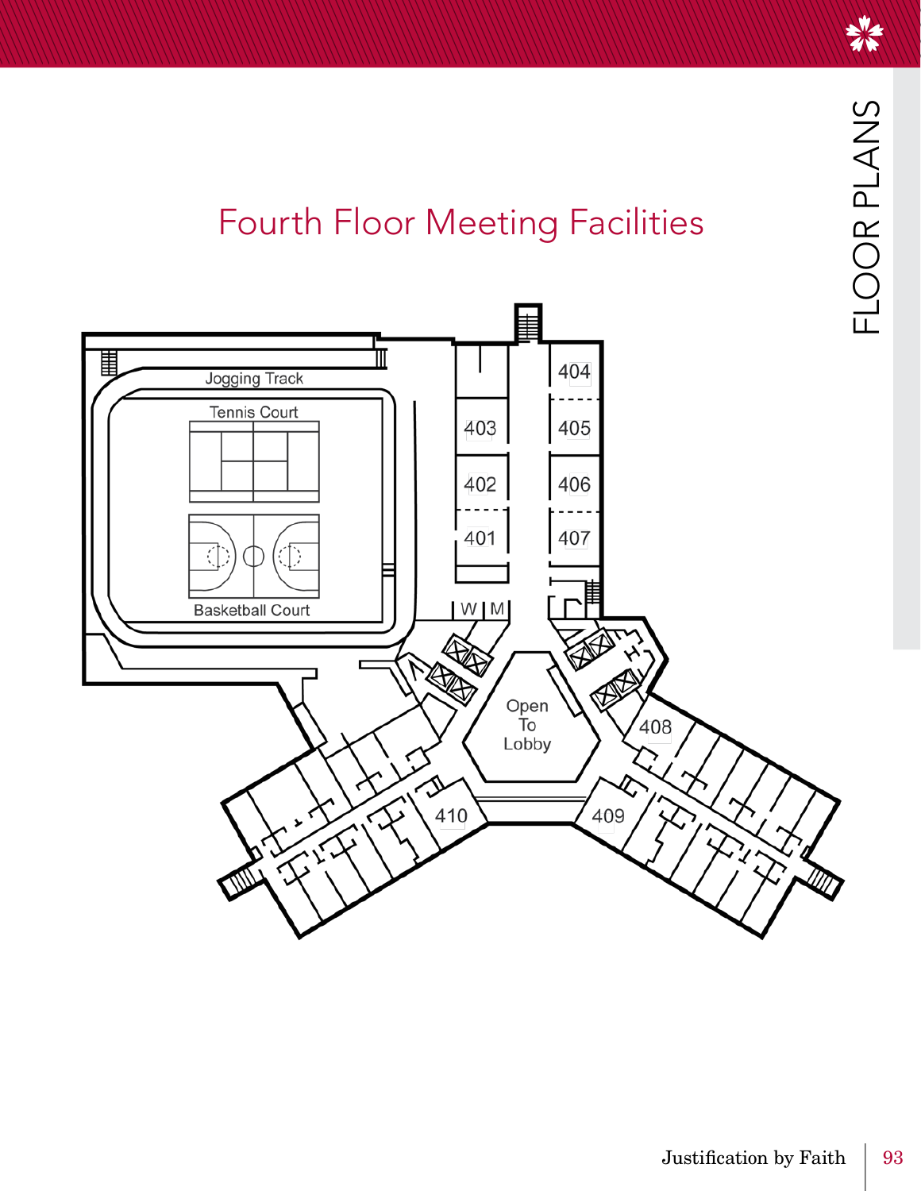# Fourth Floor Meeting Facilities

Jogging Track

Tennis Court

Basketball Court

403

402

401

404

405

406

407

W

M

Open To Lobby

408

409

410